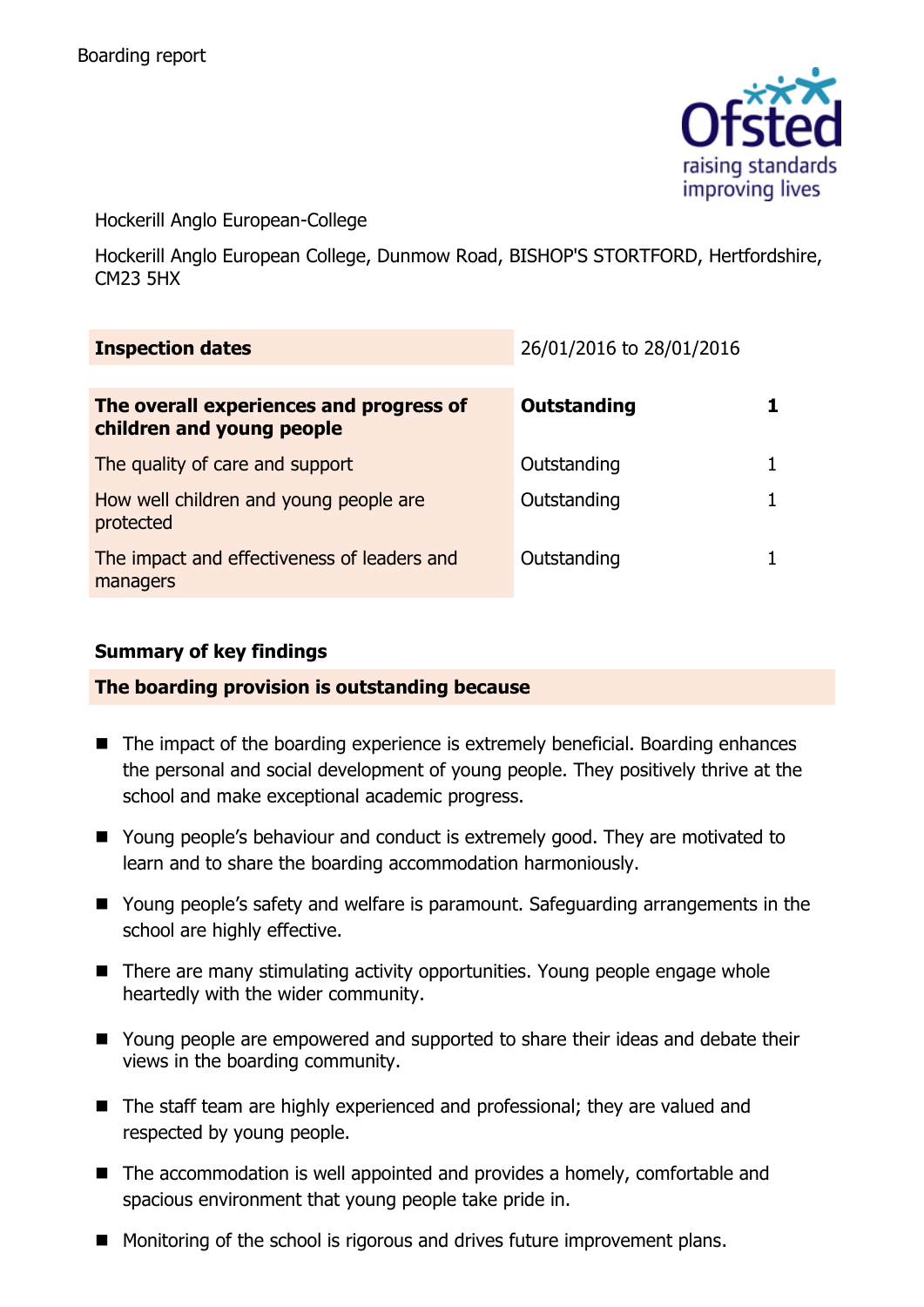Boarding report

Hockerill Anglo European-College

Hockerill Anglo European College, Dunmow Road, BISHOP'S STORTFORD, Hertfordshire, CM23 5HX

| **Inspection dates** | 26/01/2016 to 28/01/2016 | |
|---|---|---|
| **The overall experiences and progress of children and young people** | **Outstanding** | **1** |
| The quality of care and support | Outstanding | 1 |
| How well children and young people are protected | Outstanding | 1 |
| The impact and effectiveness of leaders and managers | Outstanding | 1 |

## Summary of key findings

### The boarding provision is outstanding because

- The impact of the boarding experience is extremely beneficial. Boarding enhances the personal and social development of young people. They positively thrive at the school and make exceptional academic progress.
- Young people's behaviour and conduct is extremely good. They are motivated to learn and to share the boarding accommodation harmoniously.
- Young people's safety and welfare is paramount. Safeguarding arrangements in the school are highly effective.
- There are many stimulating activity opportunities. Young people engage whole heartedly with the wider community.
- Young people are empowered and supported to share their ideas and debate their views in the boarding community.
- The staff team are highly experienced and professional; they are valued and respected by young people.
- The accommodation is well appointed and provides a homely, comfortable and spacious environment that young people take pride in.
- Monitoring of the school is rigorous and drives future improvement plans.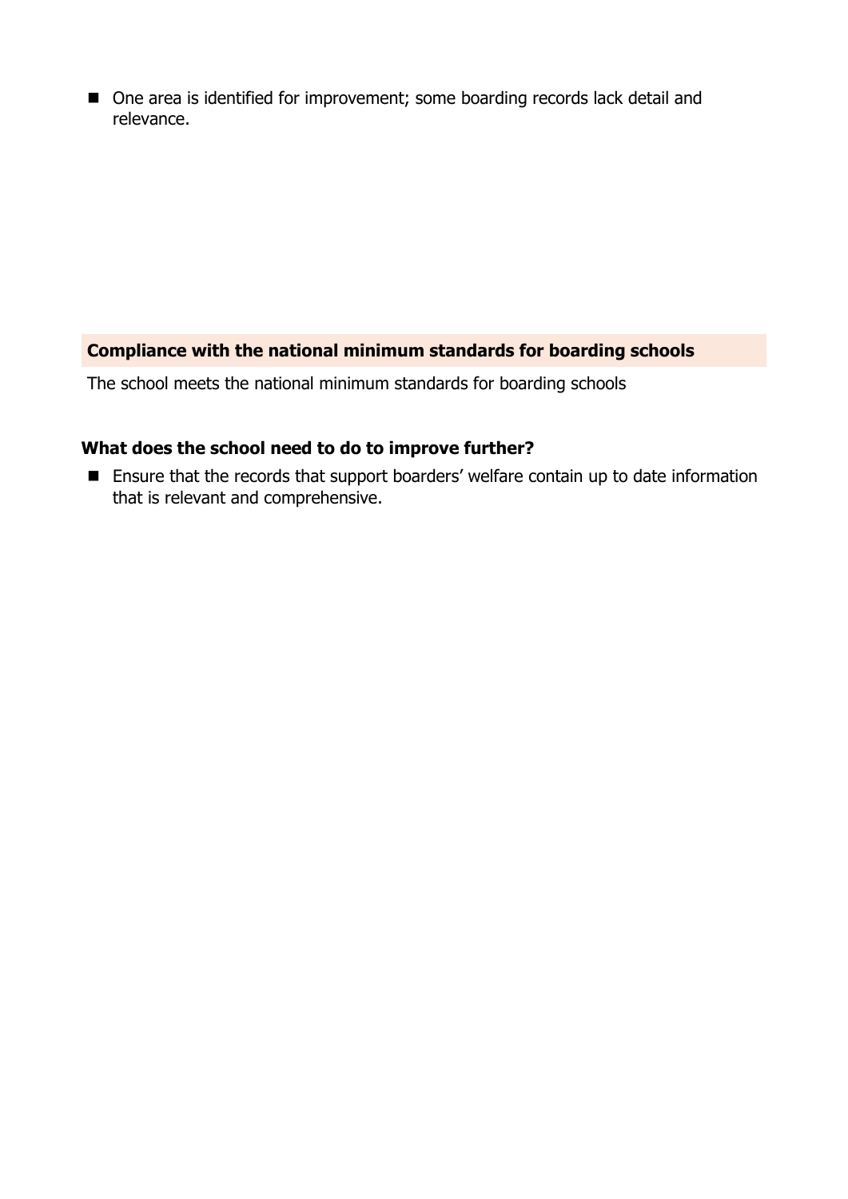- One area is identified for improvement; some boarding records lack detail and relevance.

## Compliance with the national minimum standards for boarding schools

The school meets the national minimum standards for boarding schools

### What does the school need to do to improve further?

- Ensure that the records that support boarders' welfare contain up to date information that is relevant and comprehensive.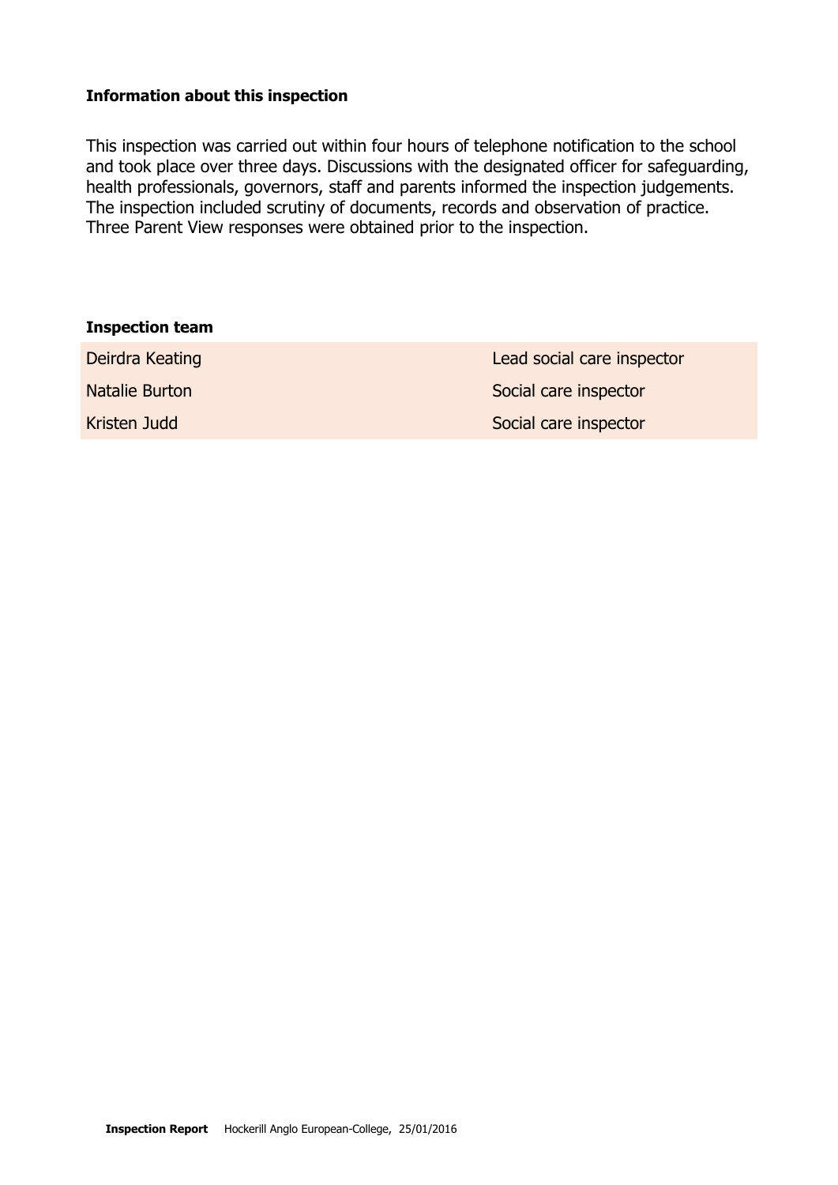**Information about this inspection**

This inspection was carried out within four hours of telephone notification to the school and took place over three days. Discussions with the designated officer for safeguarding, health professionals, governors, staff and parents informed the inspection judgements. The inspection included scrutiny of documents, records and observation of practice. Three Parent View responses were obtained prior to the inspection.

**Inspection team**

| | |
|---|---|
| Deirdra Keating | Lead social care inspector |
| Natalie Burton | Social care inspector |
| Kristen Judd | Social care inspector |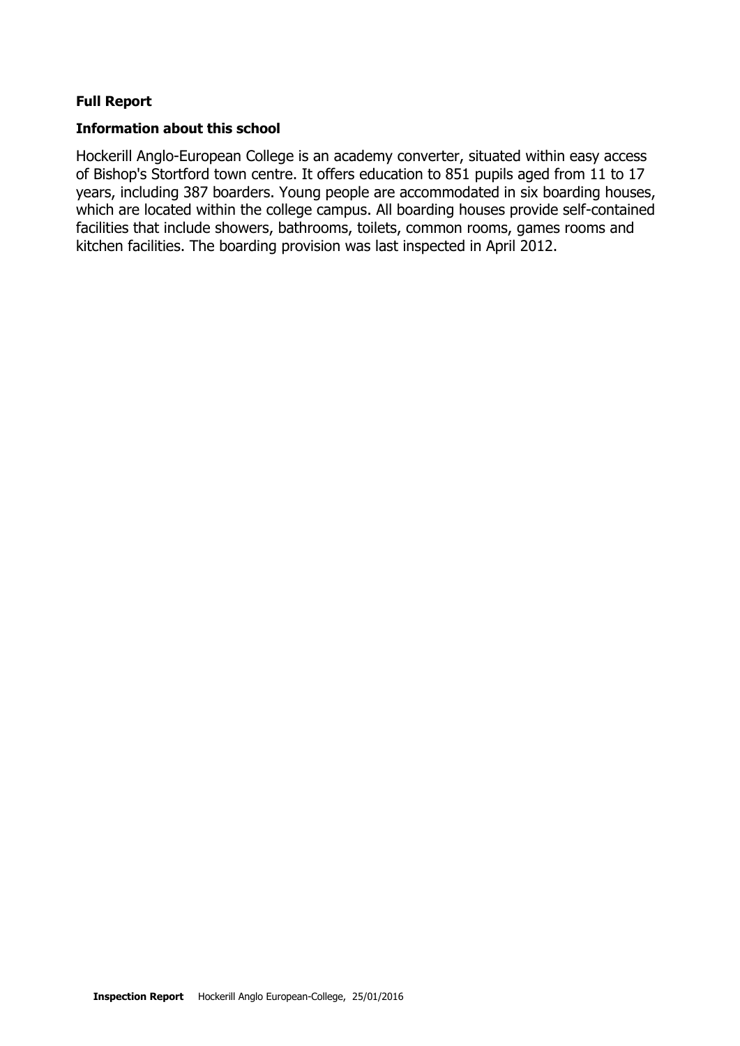**Full Report**

**Information about this school**

Hockerill Anglo-European College is an academy converter, situated within easy access of Bishop's Stortford town centre. It offers education to 851 pupils aged from 11 to 17 years, including 387 boarders. Young people are accommodated in six boarding houses, which are located within the college campus. All boarding houses provide self-contained facilities that include showers, bathrooms, toilets, common rooms, games rooms and kitchen facilities. The boarding provision was last inspected in April 2012.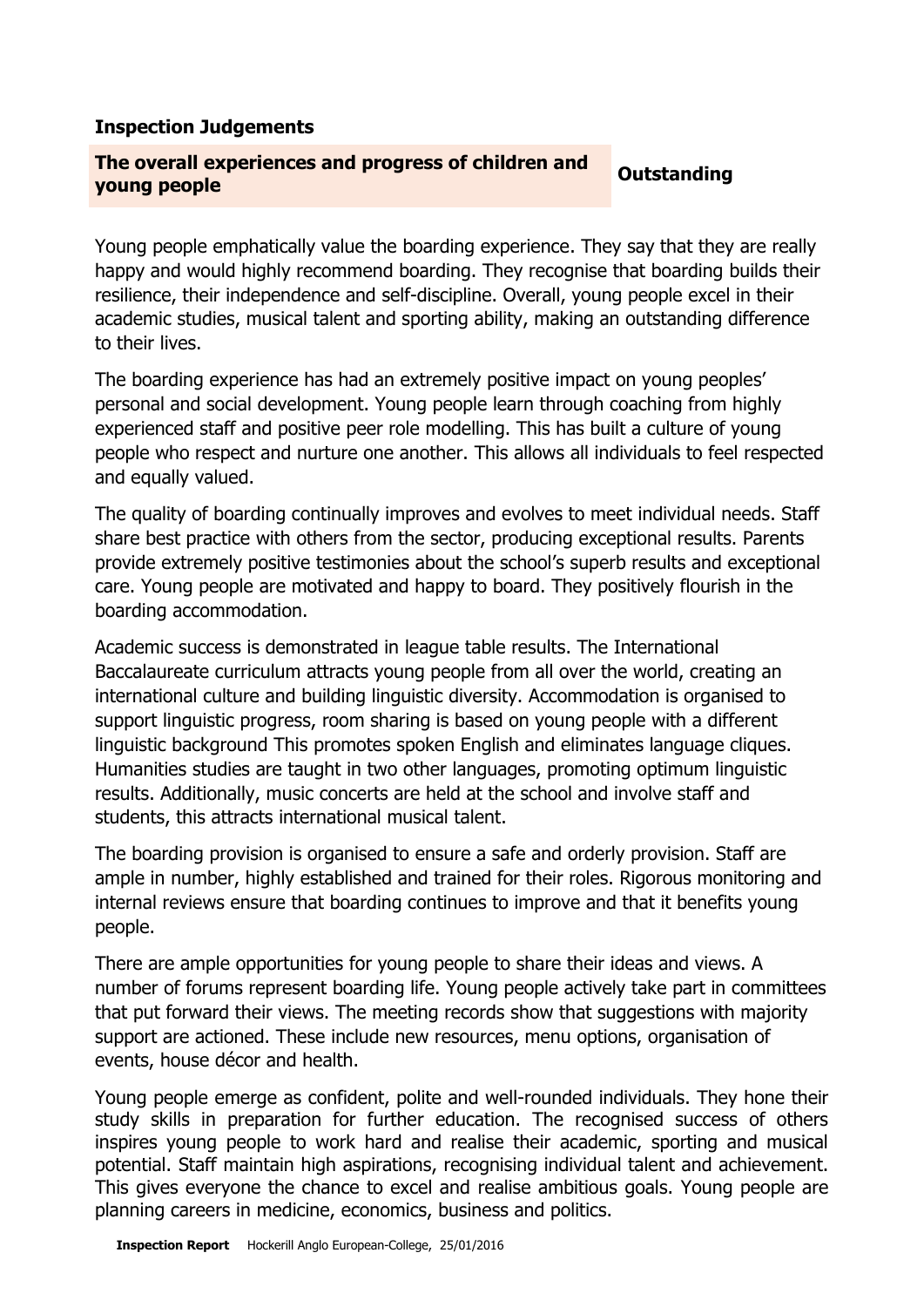**Inspection Judgements**

| The overall experiences and progress of children and young people | Outstanding |
|---|---|

Young people emphatically value the boarding experience. They say that they are really happy and would highly recommend boarding. They recognise that boarding builds their resilience, their independence and self-discipline. Overall, young people excel in their academic studies, musical talent and sporting ability, making an outstanding difference to their lives.

The boarding experience has had an extremely positive impact on young peoples' personal and social development. Young people learn through coaching from highly experienced staff and positive peer role modelling. This has built a culture of young people who respect and nurture one another. This allows all individuals to feel respected and equally valued.

The quality of boarding continually improves and evolves to meet individual needs. Staff share best practice with others from the sector, producing exceptional results. Parents provide extremely positive testimonies about the school's superb results and exceptional care. Young people are motivated and happy to board. They positively flourish in the boarding accommodation.

Academic success is demonstrated in league table results. The International Baccalaureate curriculum attracts young people from all over the world, creating an international culture and building linguistic diversity. Accommodation is organised to support linguistic progress, room sharing is based on young people with a different linguistic background This promotes spoken English and eliminates language cliques. Humanities studies are taught in two other languages, promoting optimum linguistic results. Additionally, music concerts are held at the school and involve staff and students, this attracts international musical talent.

The boarding provision is organised to ensure a safe and orderly provision. Staff are ample in number, highly established and trained for their roles. Rigorous monitoring and internal reviews ensure that boarding continues to improve and that it benefits young people.

There are ample opportunities for young people to share their ideas and views. A number of forums represent boarding life. Young people actively take part in committees that put forward their views. The meeting records show that suggestions with majority support are actioned. These include new resources, menu options, organisation of events, house décor and health.

Young people emerge as confident, polite and well-rounded individuals. They hone their study skills in preparation for further education. The recognised success of others inspires young people to work hard and realise their academic, sporting and musical potential. Staff maintain high aspirations, recognising individual talent and achievement. This gives everyone the chance to excel and realise ambitious goals. Young people are planning careers in medicine, economics, business and politics.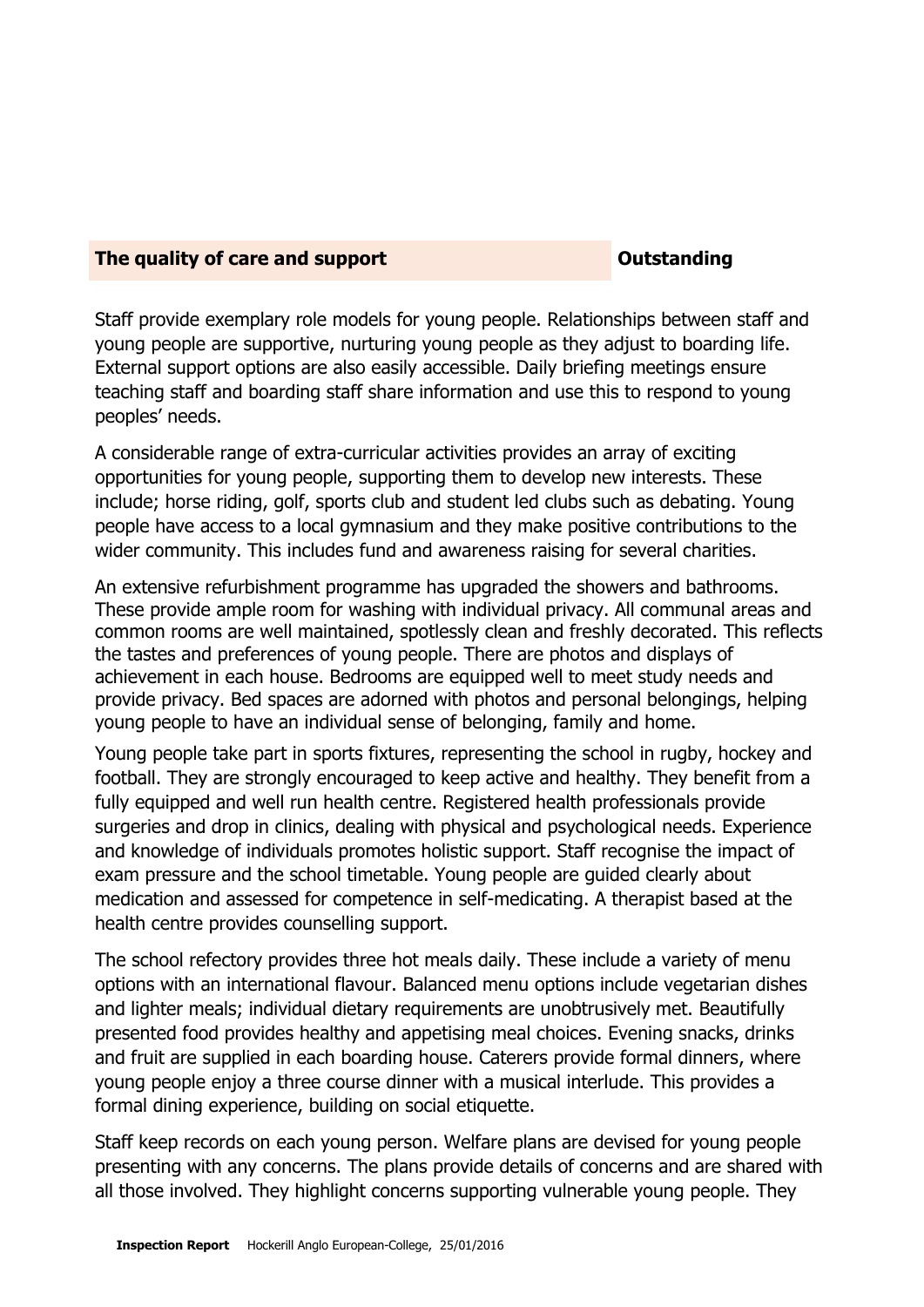| The quality of care and support | Outstanding |
| --- | --- |

Staff provide exemplary role models for young people. Relationships between staff and young people are supportive, nurturing young people as they adjust to boarding life. External support options are also easily accessible. Daily briefing meetings ensure teaching staff and boarding staff share information and use this to respond to young peoples' needs.

A considerable range of extra-curricular activities provides an array of exciting opportunities for young people, supporting them to develop new interests. These include; horse riding, golf, sports club and student led clubs such as debating. Young people have access to a local gymnasium and they make positive contributions to the wider community. This includes fund and awareness raising for several charities.

An extensive refurbishment programme has upgraded the showers and bathrooms. These provide ample room for washing with individual privacy. All communal areas and common rooms are well maintained, spotlessly clean and freshly decorated. This reflects the tastes and preferences of young people. There are photos and displays of achievement in each house. Bedrooms are equipped well to meet study needs and provide privacy. Bed spaces are adorned with photos and personal belongings, helping young people to have an individual sense of belonging, family and home.

Young people take part in sports fixtures, representing the school in rugby, hockey and football. They are strongly encouraged to keep active and healthy. They benefit from a fully equipped and well run health centre. Registered health professionals provide surgeries and drop in clinics, dealing with physical and psychological needs. Experience and knowledge of individuals promotes holistic support. Staff recognise the impact of exam pressure and the school timetable. Young people are guided clearly about medication and assessed for competence in self-medicating. A therapist based at the health centre provides counselling support.

The school refectory provides three hot meals daily. These include a variety of menu options with an international flavour. Balanced menu options include vegetarian dishes and lighter meals; individual dietary requirements are unobtrusively met. Beautifully presented food provides healthy and appetising meal choices. Evening snacks, drinks and fruit are supplied in each boarding house. Caterers provide formal dinners, where young people enjoy a three course dinner with a musical interlude. This provides a formal dining experience, building on social etiquette.

Staff keep records on each young person. Welfare plans are devised for young people presenting with any concerns. The plans provide details of concerns and are shared with all those involved. They highlight concerns supporting vulnerable young people. They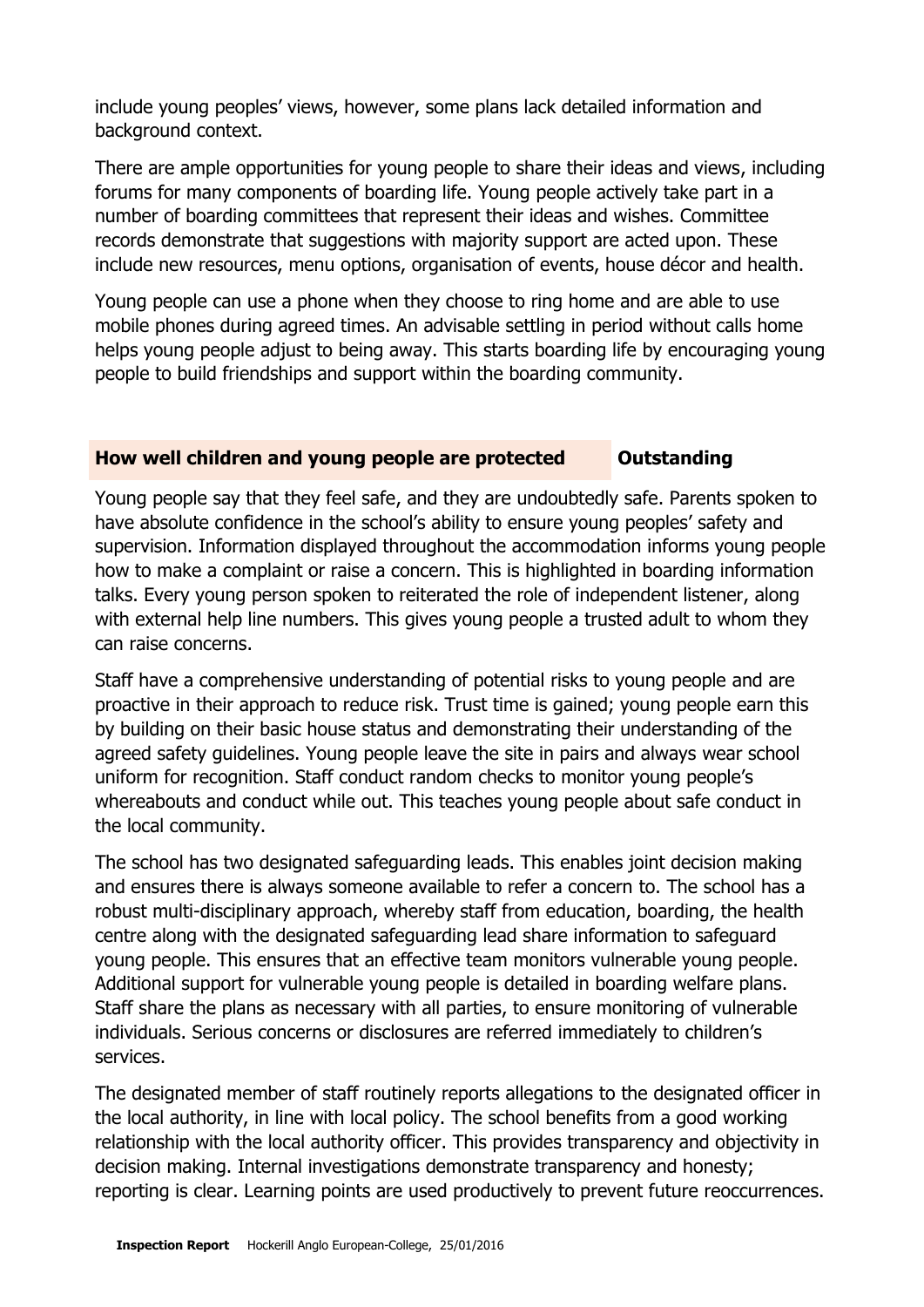include young peoples' views, however, some plans lack detailed information and background context.

There are ample opportunities for young people to share their ideas and views, including forums for many components of boarding life. Young people actively take part in a number of boarding committees that represent their ideas and wishes. Committee records demonstrate that suggestions with majority support are acted upon. These include new resources, menu options, organisation of events, house décor and health.

Young people can use a phone when they choose to ring home and are able to use mobile phones during agreed times. An advisable settling in period without calls home helps young people adjust to being away. This starts boarding life by encouraging young people to build friendships and support within the boarding community.

## How well children and young people are protected — Outstanding

Young people say that they feel safe, and they are undoubtedly safe. Parents spoken to have absolute confidence in the school's ability to ensure young peoples' safety and supervision. Information displayed throughout the accommodation informs young people how to make a complaint or raise a concern. This is highlighted in boarding information talks. Every young person spoken to reiterated the role of independent listener, along with external help line numbers. This gives young people a trusted adult to whom they can raise concerns.

Staff have a comprehensive understanding of potential risks to young people and are proactive in their approach to reduce risk. Trust time is gained; young people earn this by building on their basic house status and demonstrating their understanding of the agreed safety guidelines. Young people leave the site in pairs and always wear school uniform for recognition. Staff conduct random checks to monitor young people's whereabouts and conduct while out. This teaches young people about safe conduct in the local community.

The school has two designated safeguarding leads. This enables joint decision making and ensures there is always someone available to refer a concern to. The school has a robust multi-disciplinary approach, whereby staff from education, boarding, the health centre along with the designated safeguarding lead share information to safeguard young people. This ensures that an effective team monitors vulnerable young people. Additional support for vulnerable young people is detailed in boarding welfare plans. Staff share the plans as necessary with all parties, to ensure monitoring of vulnerable individuals. Serious concerns or disclosures are referred immediately to children's services.

The designated member of staff routinely reports allegations to the designated officer in the local authority, in line with local policy. The school benefits from a good working relationship with the local authority officer. This provides transparency and objectivity in decision making. Internal investigations demonstrate transparency and honesty; reporting is clear. Learning points are used productively to prevent future reoccurrences.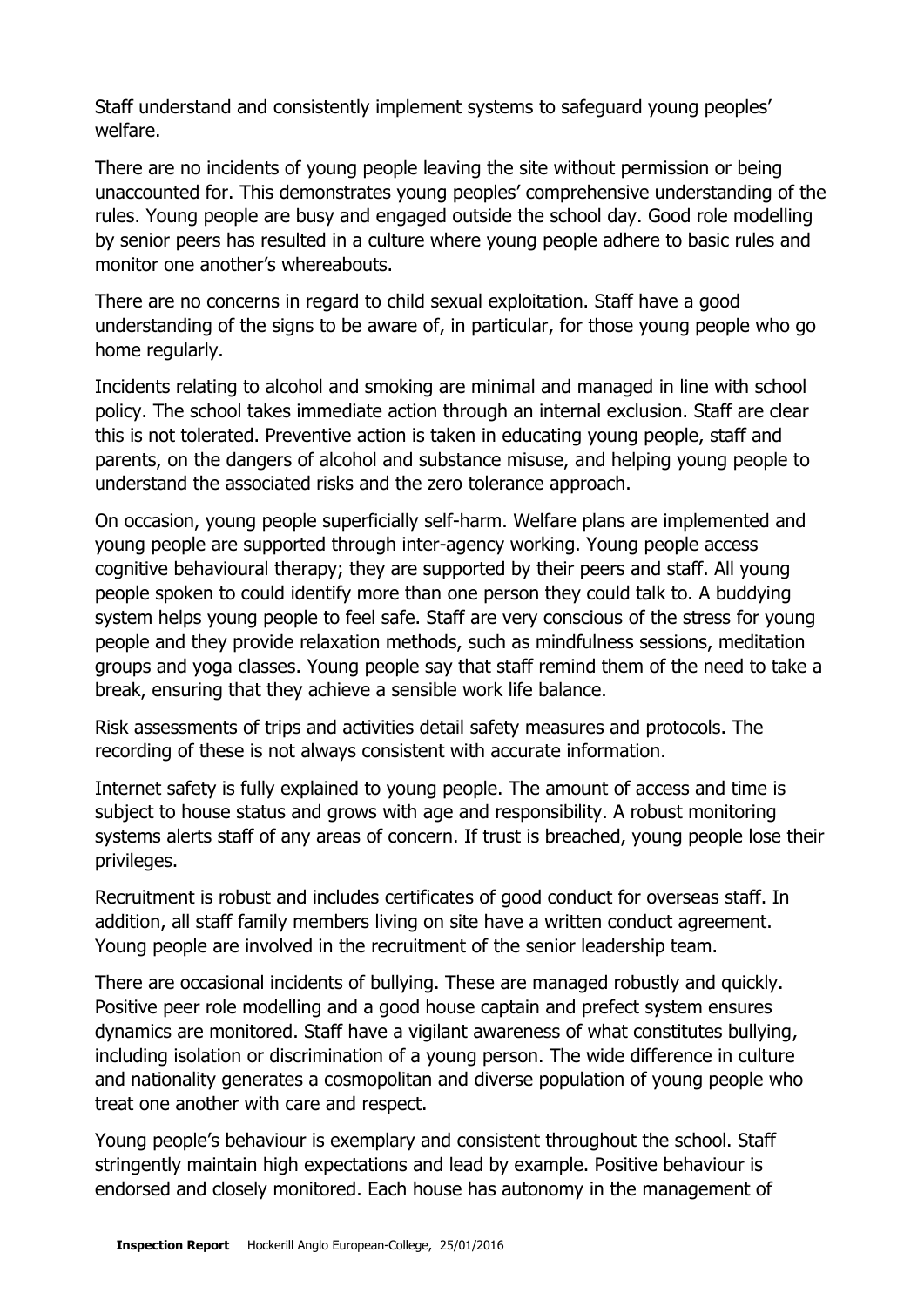Staff understand and consistently implement systems to safeguard young peoples' welfare.

There are no incidents of young people leaving the site without permission or being unaccounted for. This demonstrates young peoples' comprehensive understanding of the rules. Young people are busy and engaged outside the school day. Good role modelling by senior peers has resulted in a culture where young people adhere to basic rules and monitor one another's whereabouts.

There are no concerns in regard to child sexual exploitation. Staff have a good understanding of the signs to be aware of, in particular, for those young people who go home regularly.

Incidents relating to alcohol and smoking are minimal and managed in line with school policy. The school takes immediate action through an internal exclusion. Staff are clear this is not tolerated. Preventive action is taken in educating young people, staff and parents, on the dangers of alcohol and substance misuse, and helping young people to understand the associated risks and the zero tolerance approach.

On occasion, young people superficially self-harm. Welfare plans are implemented and young people are supported through inter-agency working. Young people access cognitive behavioural therapy; they are supported by their peers and staff. All young people spoken to could identify more than one person they could talk to. A buddying system helps young people to feel safe. Staff are very conscious of the stress for young people and they provide relaxation methods, such as mindfulness sessions, meditation groups and yoga classes. Young people say that staff remind them of the need to take a break, ensuring that they achieve a sensible work life balance.

Risk assessments of trips and activities detail safety measures and protocols. The recording of these is not always consistent with accurate information.

Internet safety is fully explained to young people. The amount of access and time is subject to house status and grows with age and responsibility. A robust monitoring systems alerts staff of any areas of concern. If trust is breached, young people lose their privileges.

Recruitment is robust and includes certificates of good conduct for overseas staff. In addition, all staff family members living on site have a written conduct agreement. Young people are involved in the recruitment of the senior leadership team.

There are occasional incidents of bullying. These are managed robustly and quickly. Positive peer role modelling and a good house captain and prefect system ensures dynamics are monitored. Staff have a vigilant awareness of what constitutes bullying, including isolation or discrimination of a young person. The wide difference in culture and nationality generates a cosmopolitan and diverse population of young people who treat one another with care and respect.

Young people's behaviour is exemplary and consistent throughout the school. Staff stringently maintain high expectations and lead by example. Positive behaviour is endorsed and closely monitored. Each house has autonomy in the management of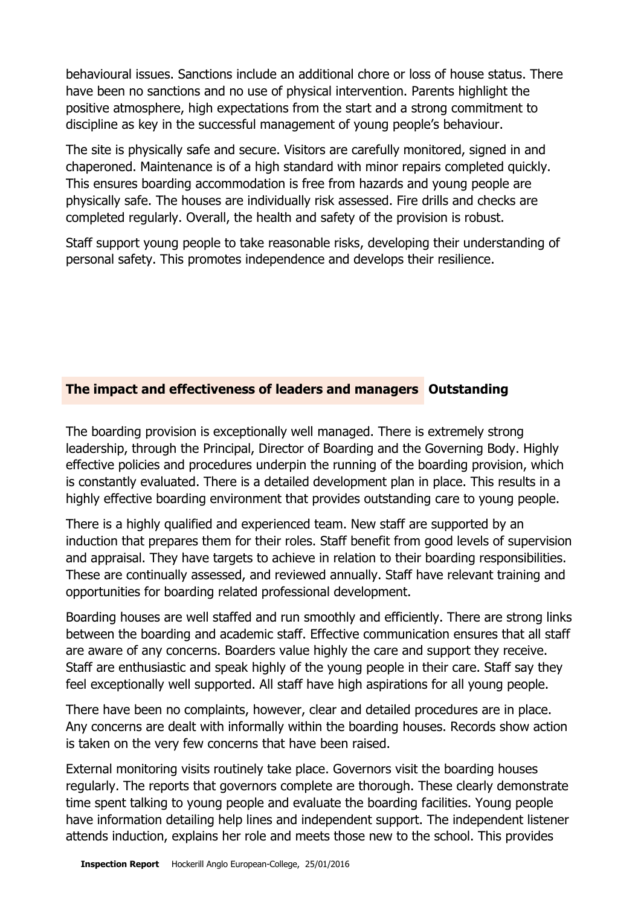behavioural issues. Sanctions include an additional chore or loss of house status. There have been no sanctions and no use of physical intervention. Parents highlight the positive atmosphere, high expectations from the start and a strong commitment to discipline as key in the successful management of young people's behaviour.

The site is physically safe and secure. Visitors are carefully monitored, signed in and chaperoned. Maintenance is of a high standard with minor repairs completed quickly. This ensures boarding accommodation is free from hazards and young people are physically safe. The houses are individually risk assessed. Fire drills and checks are completed regularly. Overall, the health and safety of the provision is robust.

Staff support young people to take reasonable risks, developing their understanding of personal safety. This promotes independence and develops their resilience.

## The impact and effectiveness of leaders and managers **Outstanding**

The boarding provision is exceptionally well managed. There is extremely strong leadership, through the Principal, Director of Boarding and the Governing Body. Highly effective policies and procedures underpin the running of the boarding provision, which is constantly evaluated. There is a detailed development plan in place. This results in a highly effective boarding environment that provides outstanding care to young people.

There is a highly qualified and experienced team. New staff are supported by an induction that prepares them for their roles. Staff benefit from good levels of supervision and appraisal. They have targets to achieve in relation to their boarding responsibilities. These are continually assessed, and reviewed annually. Staff have relevant training and opportunities for boarding related professional development.

Boarding houses are well staffed and run smoothly and efficiently. There are strong links between the boarding and academic staff. Effective communication ensures that all staff are aware of any concerns. Boarders value highly the care and support they receive. Staff are enthusiastic and speak highly of the young people in their care. Staff say they feel exceptionally well supported. All staff have high aspirations for all young people.

There have been no complaints, however, clear and detailed procedures are in place. Any concerns are dealt with informally within the boarding houses. Records show action is taken on the very few concerns that have been raised.

External monitoring visits routinely take place. Governors visit the boarding houses regularly. The reports that governors complete are thorough. These clearly demonstrate time spent talking to young people and evaluate the boarding facilities. Young people have information detailing help lines and independent support. The independent listener attends induction, explains her role and meets those new to the school. This provides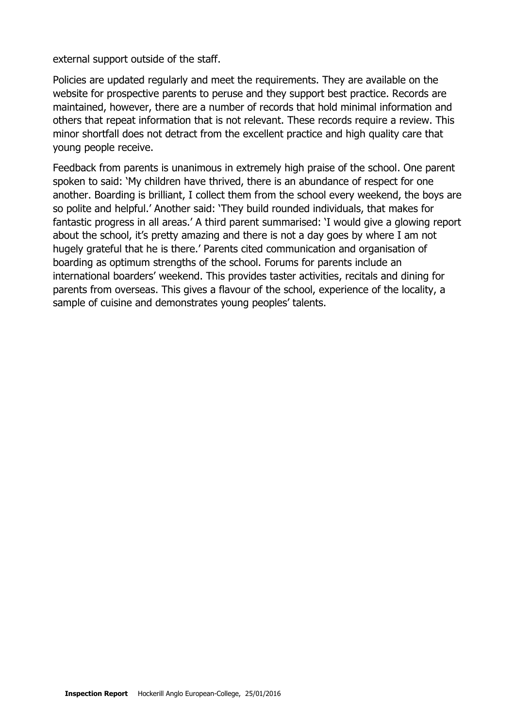external support outside of the staff.

Policies are updated regularly and meet the requirements. They are available on the website for prospective parents to peruse and they support best practice. Records are maintained, however, there are a number of records that hold minimal information and others that repeat information that is not relevant. These records require a review. This minor shortfall does not detract from the excellent practice and high quality care that young people receive.

Feedback from parents is unanimous in extremely high praise of the school. One parent spoken to said: 'My children have thrived, there is an abundance of respect for one another. Boarding is brilliant, I collect them from the school every weekend, the boys are so polite and helpful.' Another said: 'They build rounded individuals, that makes for fantastic progress in all areas.' A third parent summarised: 'I would give a glowing report about the school, it's pretty amazing and there is not a day goes by where I am not hugely grateful that he is there.' Parents cited communication and organisation of boarding as optimum strengths of the school. Forums for parents include an international boarders' weekend. This provides taster activities, recitals and dining for parents from overseas. This gives a flavour of the school, experience of the locality, a sample of cuisine and demonstrates young peoples' talents.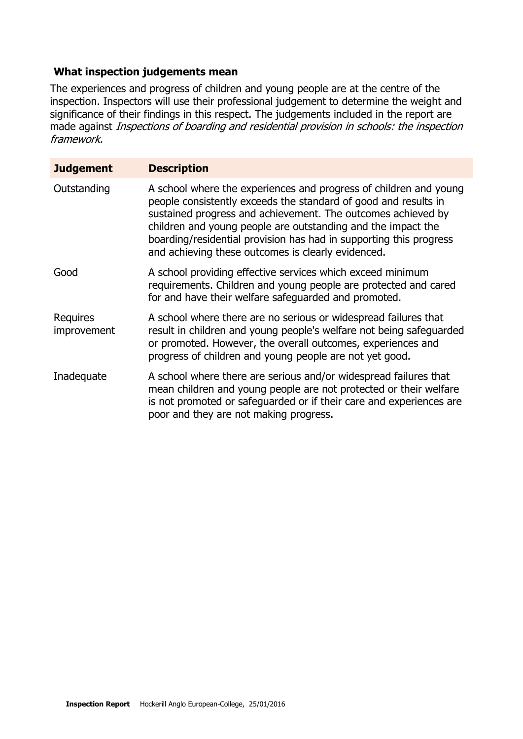## What inspection judgements mean

The experiences and progress of children and young people are at the centre of the inspection. Inspectors will use their professional judgement to determine the weight and significance of their findings in this respect. The judgements included in the report are made against *Inspections of boarding and residential provision in schools: the inspection framework.*

| Judgement | Description |
|---|---|
| Outstanding | A school where the experiences and progress of children and young people consistently exceeds the standard of good and results in sustained progress and achievement. The outcomes achieved by children and young people are outstanding and the impact the boarding/residential provision has had in supporting this progress and achieving these outcomes is clearly evidenced. |
| Good | A school providing effective services which exceed minimum requirements. Children and young people are protected and cared for and have their welfare safeguarded and promoted. |
| Requires improvement | A school where there are no serious or widespread failures that result in children and young people's welfare not being safeguarded or promoted. However, the overall outcomes, experiences and progress of children and young people are not yet good. |
| Inadequate | A school where there are serious and/or widespread failures that mean children and young people are not protected or their welfare is not promoted or safeguarded or if their care and experiences are poor and they are not making progress. |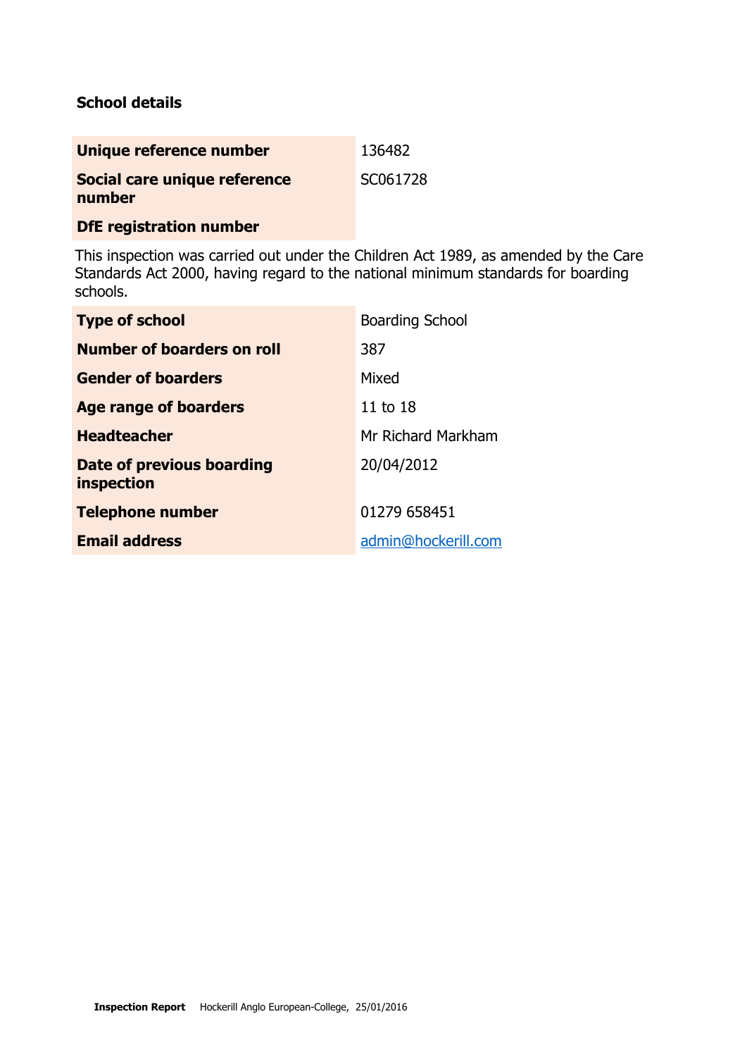### School details

| | |
|---|---|
| **Unique reference number** | 136482 |
| **Social care unique reference number** | SC061728 |
| **DfE registration number** | |

This inspection was carried out under the Children Act 1989, as amended by the Care Standards Act 2000, having regard to the national minimum standards for boarding schools.

| | |
|---|---|
| **Type of school** | Boarding School |
| **Number of boarders on roll** | 387 |
| **Gender of boarders** | Mixed |
| **Age range of boarders** | 11 to 18 |
| **Headteacher** | Mr Richard Markham |
| **Date of previous boarding inspection** | 20/04/2012 |
| **Telephone number** | 01279 658451 |
| **Email address** | admin@hockerill.com |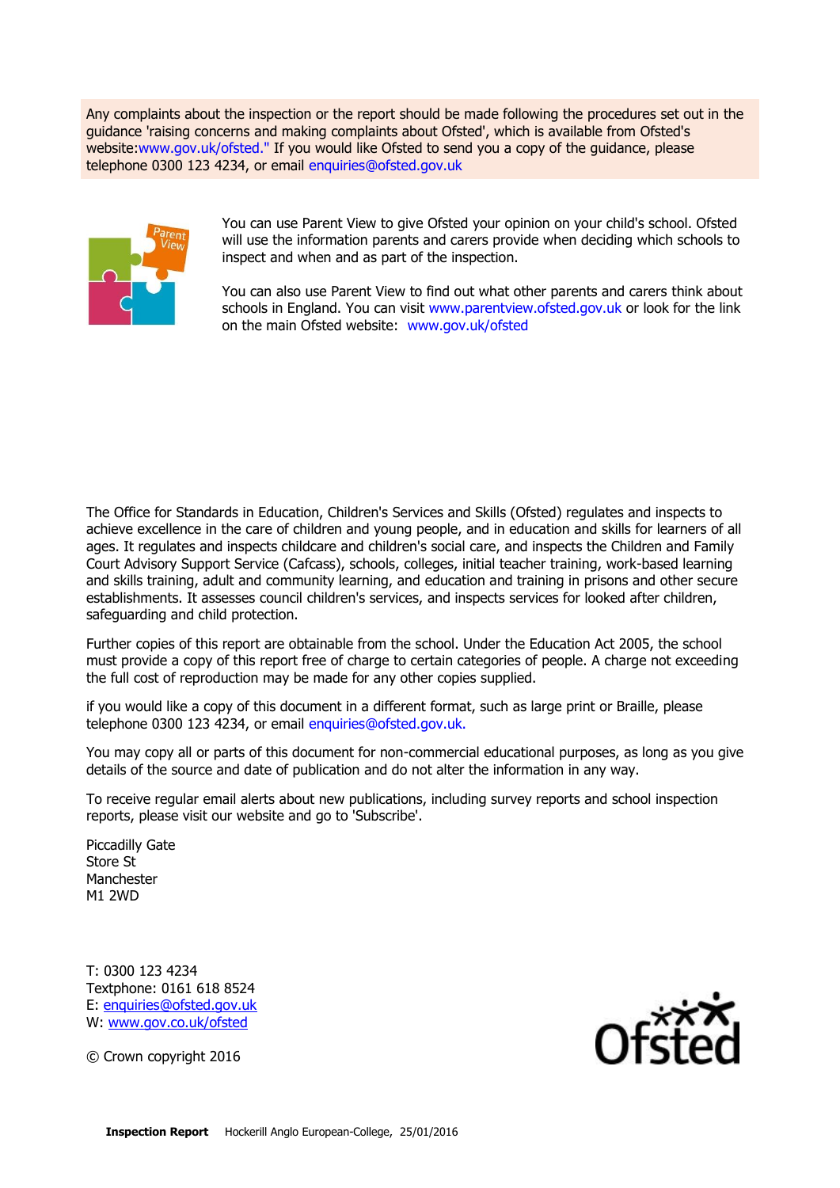Any complaints about the inspection or the report should be made following the procedures set out in the guidance 'raising concerns and making complaints about Ofsted', which is available from Ofsted's website:www.gov.uk/ofsted." If you would like Ofsted to send you a copy of the guidance, please telephone 0300 123 4234, or email enquiries@ofsted.gov.uk

You can use Parent View to give Ofsted your opinion on your child's school. Ofsted will use the information parents and carers provide when deciding which schools to inspect and when and as part of the inspection.

You can also use Parent View to find out what other parents and carers think about schools in England. You can visit www.parentview.ofsted.gov.uk or look for the link on the main Ofsted website: www.gov.uk/ofsted

The Office for Standards in Education, Children's Services and Skills (Ofsted) regulates and inspects to achieve excellence in the care of children and young people, and in education and skills for learners of all ages. It regulates and inspects childcare and children's social care, and inspects the Children and Family Court Advisory Support Service (Cafcass), schools, colleges, initial teacher training, work-based learning and skills training, adult and community learning, and education and training in prisons and other secure establishments. It assesses council children's services, and inspects services for looked after children, safeguarding and child protection.

Further copies of this report are obtainable from the school. Under the Education Act 2005, the school must provide a copy of this report free of charge to certain categories of people. A charge not exceeding the full cost of reproduction may be made for any other copies supplied.

if you would like a copy of this document in a different format, such as large print or Braille, please telephone 0300 123 4234, or email enquiries@ofsted.gov.uk.

You may copy all or parts of this document for non-commercial educational purposes, as long as you give details of the source and date of publication and do not alter the information in any way.

To receive regular email alerts about new publications, including survey reports and school inspection reports, please visit our website and go to 'Subscribe'.

Piccadilly Gate
Store St
Manchester
M1 2WD

T: 0300 123 4234
Textphone: 0161 618 8524
E: enquiries@ofsted.gov.uk
W: www.gov.co.uk/ofsted

© Crown copyright 2016